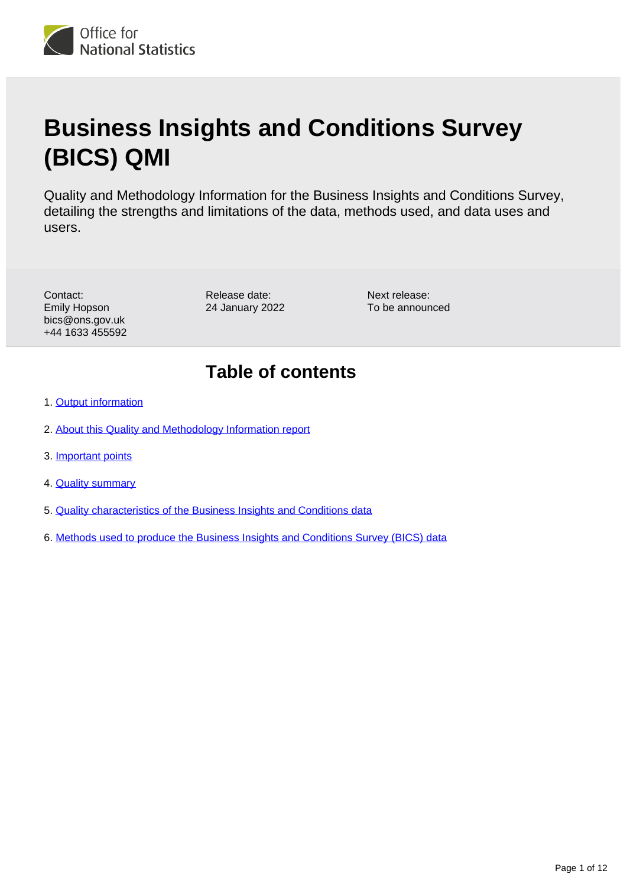Office for National Statistics

# Business Insights and Conditions Survey (BICS) QMI

Quality and Methodology Information for the Business Insights and Conditions Survey, detailing the strengths and limitations of the data, methods used, and data uses and users.

Contact:
Emily Hopson
bics@ons.gov.uk
+44 1633 455592

Release date:
24 January 2022

Next release:
To be announced

## Table of contents

1. Output information
2. About this Quality and Methodology Information report
3. Important points
4. Quality summary
5. Quality characteristics of the Business Insights and Conditions data
6. Methods used to produce the Business Insights and Conditions Survey (BICS) data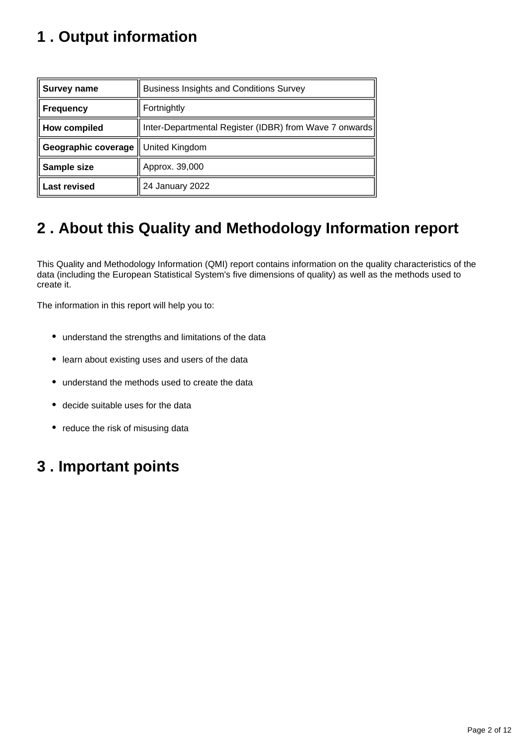## 1 . Output information

| | |
|---|---|
| **Survey name** | Business Insights and Conditions Survey |
| **Frequency** | Fortnightly |
| **How compiled** | Inter-Departmental Register (IDBR) from Wave 7 onwards |
| **Geographic coverage** | United Kingdom |
| **Sample size** | Approx. 39,000 |
| **Last revised** | 24 January 2022 |

## 2 . About this Quality and Methodology Information report

This Quality and Methodology Information (QMI) report contains information on the quality characteristics of the data (including the European Statistical System's five dimensions of quality) as well as the methods used to create it.

The information in this report will help you to:

- understand the strengths and limitations of the data
- learn about existing uses and users of the data
- understand the methods used to create the data
- decide suitable uses for the data
- reduce the risk of misusing data

## 3 . Important points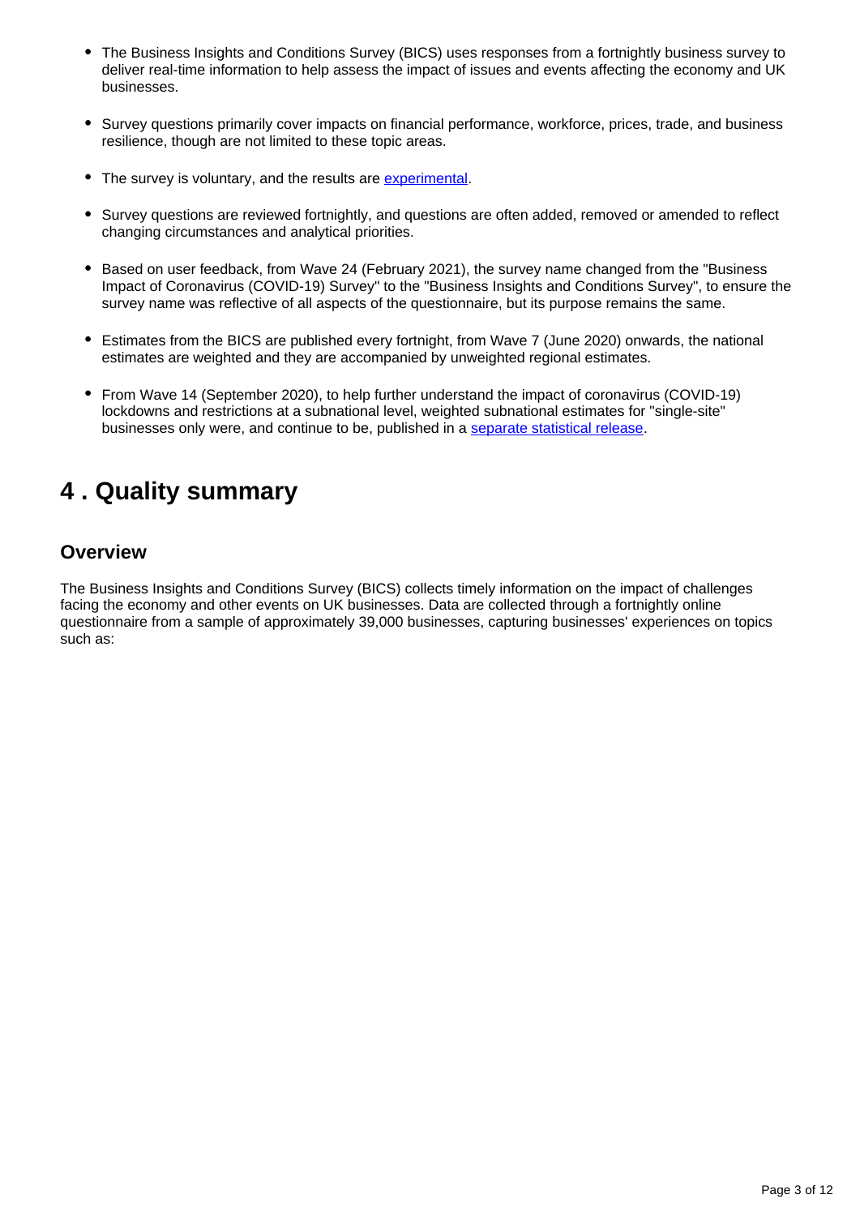- The Business Insights and Conditions Survey (BICS) uses responses from a fortnightly business survey to deliver real-time information to help assess the impact of issues and events affecting the economy and UK businesses.
- Survey questions primarily cover impacts on financial performance, workforce, prices, trade, and business resilience, though are not limited to these topic areas.
- The survey is voluntary, and the results are [experimental](#).
- Survey questions are reviewed fortnightly, and questions are often added, removed or amended to reflect changing circumstances and analytical priorities.
- Based on user feedback, from Wave 24 (February 2021), the survey name changed from the "Business Impact of Coronavirus (COVID-19) Survey" to the "Business Insights and Conditions Survey", to ensure the survey name was reflective of all aspects of the questionnaire, but its purpose remains the same.
- Estimates from the BICS are published every fortnight, from Wave 7 (June 2020) onwards, the national estimates are weighted and they are accompanied by unweighted regional estimates.
- From Wave 14 (September 2020), to help further understand the impact of coronavirus (COVID-19) lockdowns and restrictions at a subnational level, weighted subnational estimates for "single-site" businesses only were, and continue to be, published in a [separate statistical release](#).

## 4 . Quality summary

### Overview

The Business Insights and Conditions Survey (BICS) collects timely information on the impact of challenges facing the economy and other events on UK businesses. Data are collected through a fortnightly online questionnaire from a sample of approximately 39,000 businesses, capturing businesses' experiences on topics such as: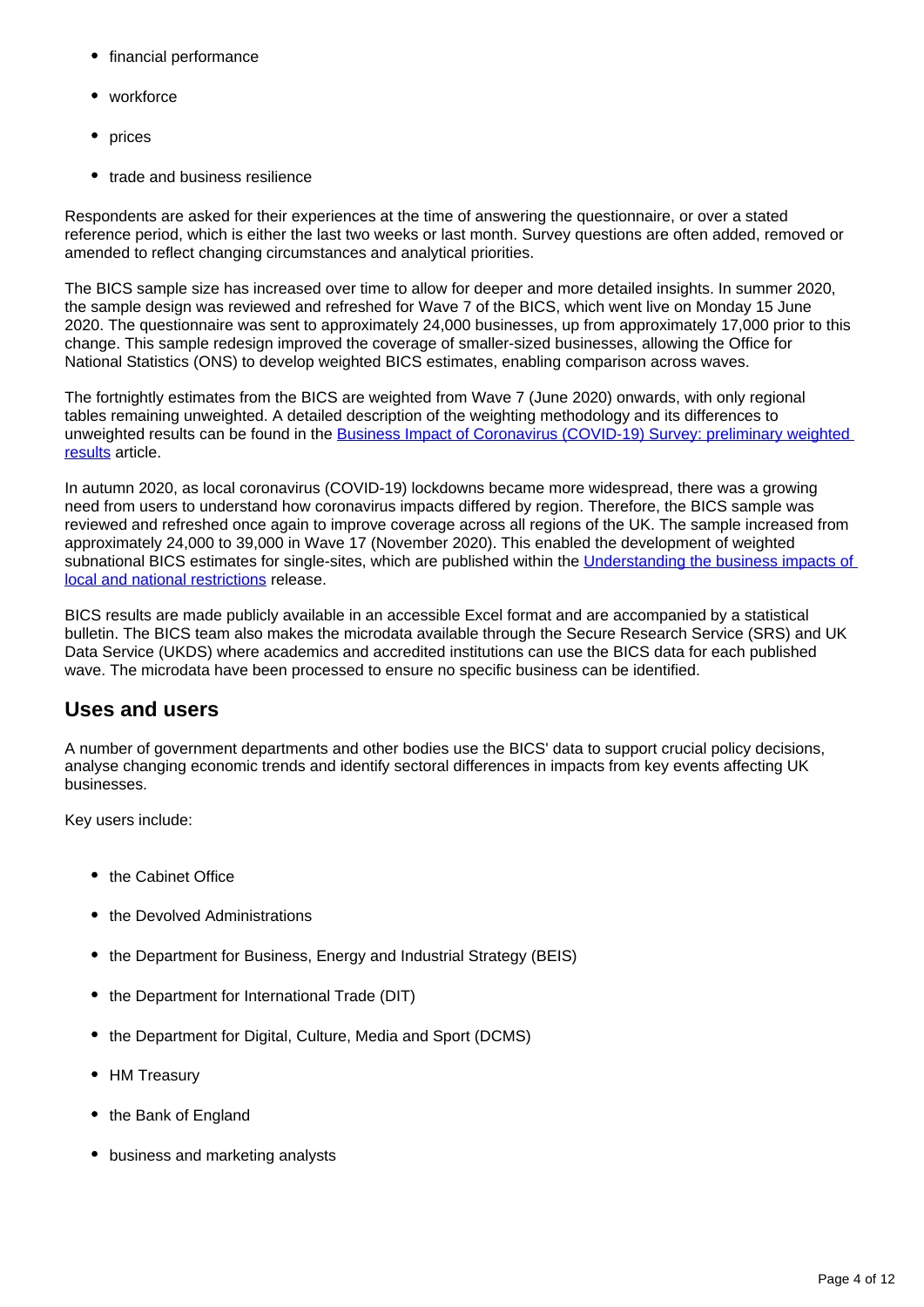- financial performance
- workforce
- prices
- trade and business resilience

Respondents are asked for their experiences at the time of answering the questionnaire, or over a stated reference period, which is either the last two weeks or last month. Survey questions are often added, removed or amended to reflect changing circumstances and analytical priorities.

The BICS sample size has increased over time to allow for deeper and more detailed insights. In summer 2020, the sample design was reviewed and refreshed for Wave 7 of the BICS, which went live on Monday 15 June 2020. The questionnaire was sent to approximately 24,000 businesses, up from approximately 17,000 prior to this change. This sample redesign improved the coverage of smaller-sized businesses, allowing the Office for National Statistics (ONS) to develop weighted BICS estimates, enabling comparison across waves.

The fortnightly estimates from the BICS are weighted from Wave 7 (June 2020) onwards, with only regional tables remaining unweighted. A detailed description of the weighting methodology and its differences to unweighted results can be found in the [Business Impact of Coronavirus (COVID-19) Survey: preliminary weighted results] article.

In autumn 2020, as local coronavirus (COVID-19) lockdowns became more widespread, there was a growing need from users to understand how coronavirus impacts differed by region. Therefore, the BICS sample was reviewed and refreshed once again to improve coverage across all regions of the UK. The sample increased from approximately 24,000 to 39,000 in Wave 17 (November 2020). This enabled the development of weighted subnational BICS estimates for single-sites, which are published within the [Understanding the business impacts of local and national restrictions] release.

BICS results are made publicly available in an accessible Excel format and are accompanied by a statistical bulletin. The BICS team also makes the microdata available through the Secure Research Service (SRS) and UK Data Service (UKDS) where academics and accredited institutions can use the BICS data for each published wave. The microdata have been processed to ensure no specific business can be identified.

## Uses and users

A number of government departments and other bodies use the BICS' data to support crucial policy decisions, analyse changing economic trends and identify sectoral differences in impacts from key events affecting UK businesses.

Key users include:

- the Cabinet Office
- the Devolved Administrations
- the Department for Business, Energy and Industrial Strategy (BEIS)
- the Department for International Trade (DIT)
- the Department for Digital, Culture, Media and Sport (DCMS)
- HM Treasury
- the Bank of England
- business and marketing analysts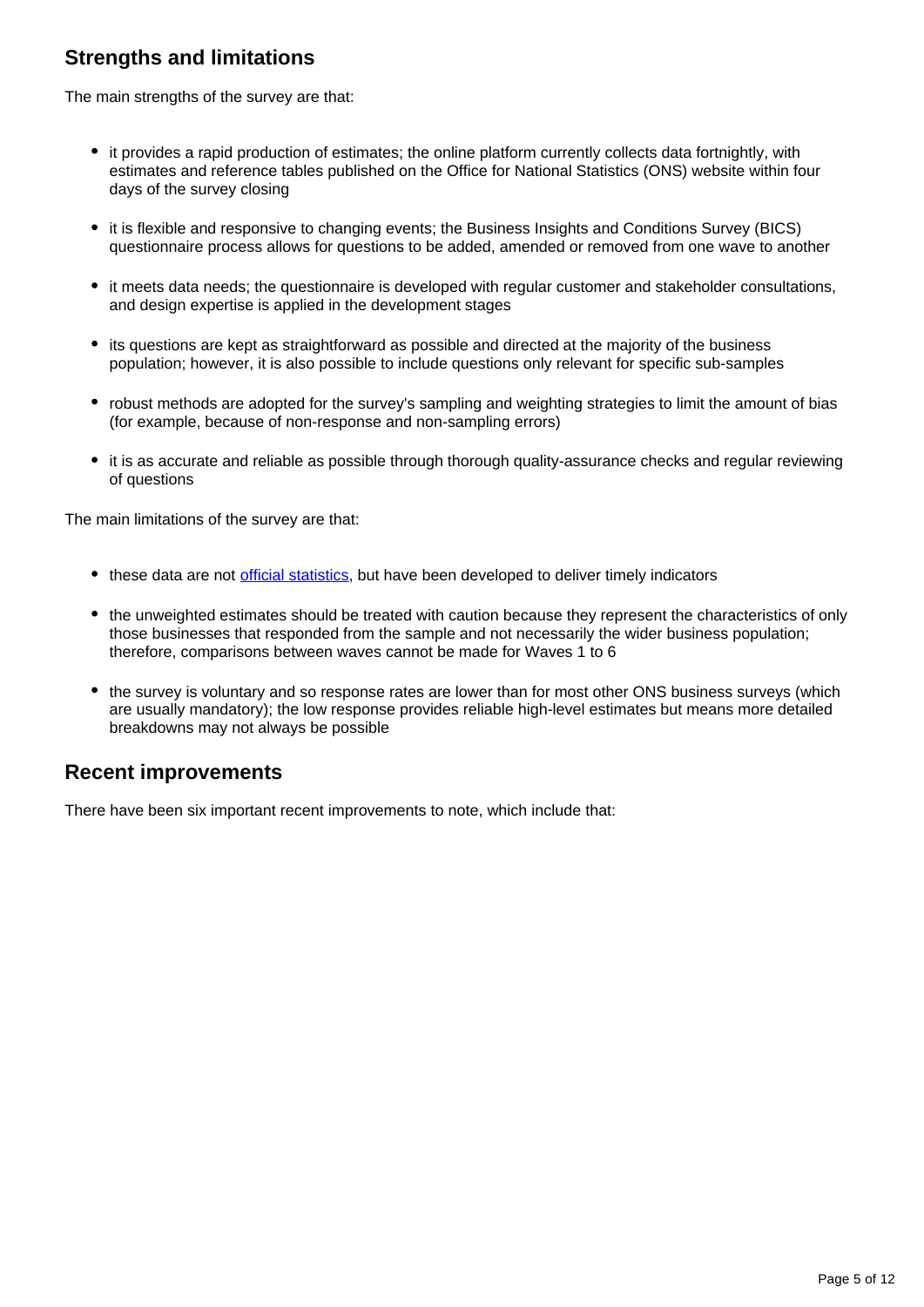## Strengths and limitations

The main strengths of the survey are that:

- it provides a rapid production of estimates; the online platform currently collects data fortnightly, with estimates and reference tables published on the Office for National Statistics (ONS) website within four days of the survey closing
- it is flexible and responsive to changing events; the Business Insights and Conditions Survey (BICS) questionnaire process allows for questions to be added, amended or removed from one wave to another
- it meets data needs; the questionnaire is developed with regular customer and stakeholder consultations, and design expertise is applied in the development stages
- its questions are kept as straightforward as possible and directed at the majority of the business population; however, it is also possible to include questions only relevant for specific sub-samples
- robust methods are adopted for the survey's sampling and weighting strategies to limit the amount of bias (for example, because of non-response and non-sampling errors)
- it is as accurate and reliable as possible through thorough quality-assurance checks and regular reviewing of questions

The main limitations of the survey are that:

- these data are not [official statistics](), but have been developed to deliver timely indicators
- the unweighted estimates should be treated with caution because they represent the characteristics of only those businesses that responded from the sample and not necessarily the wider business population; therefore, comparisons between waves cannot be made for Waves 1 to 6
- the survey is voluntary and so response rates are lower than for most other ONS business surveys (which are usually mandatory); the low response provides reliable high-level estimates but means more detailed breakdowns may not always be possible

## Recent improvements

There have been six important recent improvements to note, which include that: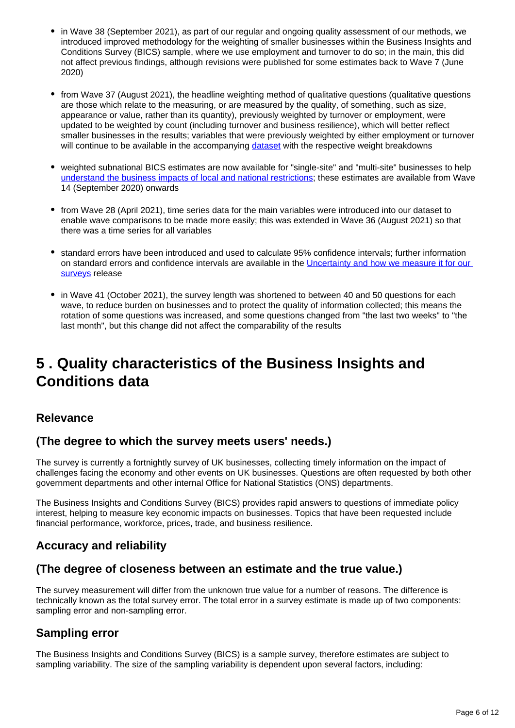- in Wave 38 (September 2021), as part of our regular and ongoing quality assessment of our methods, we introduced improved methodology for the weighting of smaller businesses within the Business Insights and Conditions Survey (BICS) sample, where we use employment and turnover to do so; in the main, this did not affect previous findings, although revisions were published for some estimates back to Wave 7 (June 2020)

- from Wave 37 (August 2021), the headline weighting method of qualitative questions (qualitative questions are those which relate to the measuring, or are measured by the quality, of something, such as size, appearance or value, rather than its quantity), previously weighted by turnover or employment, were updated to be weighted by count (including turnover and business resilience), which will better reflect smaller businesses in the results; variables that were previously weighted by either employment or turnover will continue to be available in the accompanying [dataset](#) with the respective weight breakdowns

- weighted subnational BICS estimates are now available for "single-site" and "multi-site" businesses to help [understand the business impacts of local and national restrictions](#); these estimates are available from Wave 14 (September 2020) onwards

- from Wave 28 (April 2021), time series data for the main variables were introduced into our dataset to enable wave comparisons to be made more easily; this was extended in Wave 36 (August 2021) so that there was a time series for all variables

- standard errors have been introduced and used to calculate 95% confidence intervals; further information on standard errors and confidence intervals are available in the [Uncertainty and how we measure it for our surveys](#) release

- in Wave 41 (October 2021), the survey length was shortened to between 40 and 50 questions for each wave, to reduce burden on businesses and to protect the quality of information collected; this means the rotation of some questions was increased, and some questions changed from "the last two weeks" to "the last month", but this change did not affect the comparability of the results

# 5 . Quality characteristics of the Business Insights and Conditions data

### Relevance

### (The degree to which the survey meets users' needs.)

The survey is currently a fortnightly survey of UK businesses, collecting timely information on the impact of challenges facing the economy and other events on UK businesses. Questions are often requested by both other government departments and other internal Office for National Statistics (ONS) departments.

The Business Insights and Conditions Survey (BICS) provides rapid answers to questions of immediate policy interest, helping to measure key economic impacts on businesses. Topics that have been requested include financial performance, workforce, prices, trade, and business resilience.

### Accuracy and reliability

### (The degree of closeness between an estimate and the true value.)

The survey measurement will differ from the unknown true value for a number of reasons. The difference is technically known as the total survey error. The total error in a survey estimate is made up of two components: sampling error and non-sampling error.

### Sampling error

The Business Insights and Conditions Survey (BICS) is a sample survey, therefore estimates are subject to sampling variability. The size of the sampling variability is dependent upon several factors, including: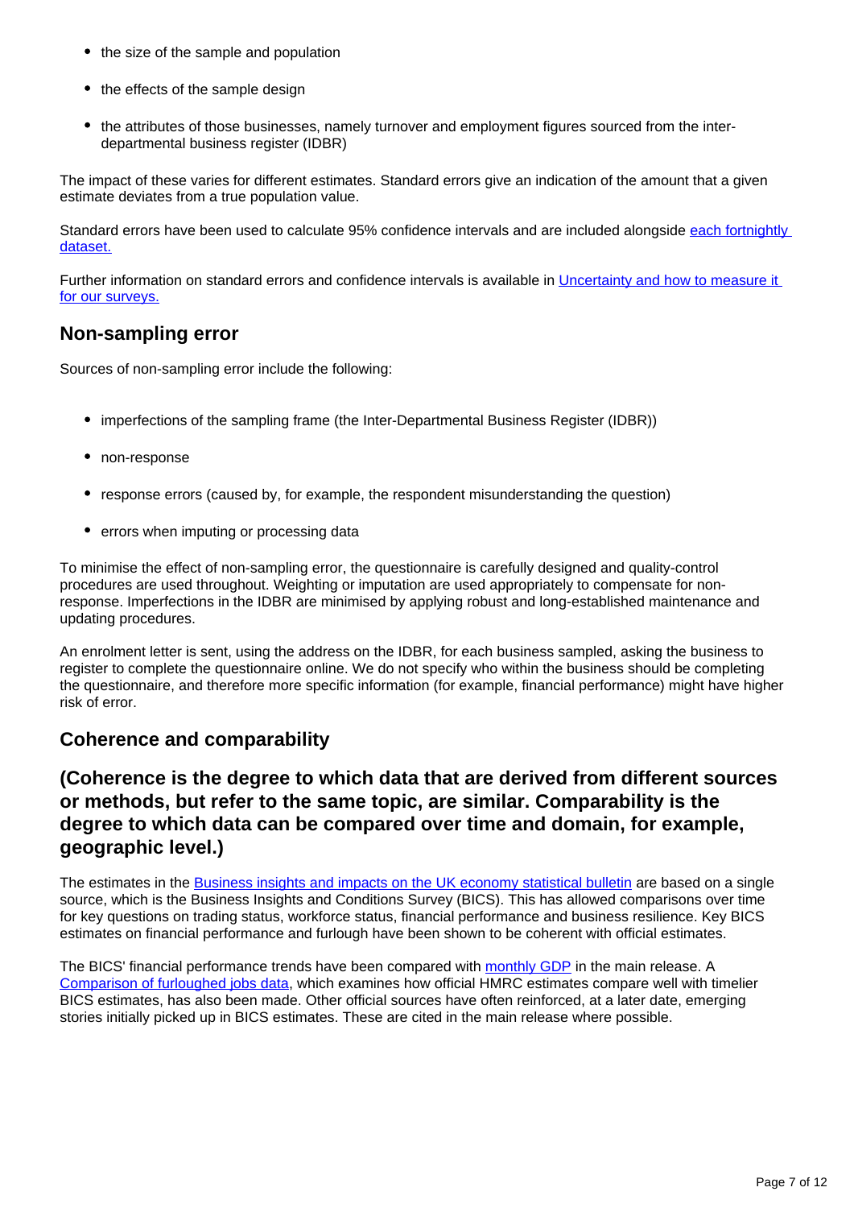- the size of the sample and population
- the effects of the sample design
- the attributes of those businesses, namely turnover and employment figures sourced from the inter-departmental business register (IDBR)

The impact of these varies for different estimates. Standard errors give an indication of the amount that a given estimate deviates from a true population value.

Standard errors have been used to calculate 95% confidence intervals and are included alongside [each fortnightly dataset.]()

Further information on standard errors and confidence intervals is available in [Uncertainty and how to measure it for our surveys.]()

## Non-sampling error

Sources of non-sampling error include the following:

- imperfections of the sampling frame (the Inter-Departmental Business Register (IDBR))
- non-response
- response errors (caused by, for example, the respondent misunderstanding the question)
- errors when imputing or processing data

To minimise the effect of non-sampling error, the questionnaire is carefully designed and quality-control procedures are used throughout. Weighting or imputation are used appropriately to compensate for non-response. Imperfections in the IDBR are minimised by applying robust and long-established maintenance and updating procedures.

An enrolment letter is sent, using the address on the IDBR, for each business sampled, asking the business to register to complete the questionnaire online. We do not specify who within the business should be completing the questionnaire, and therefore more specific information (for example, financial performance) might have higher risk of error.

## Coherence and comparability

## (Coherence is the degree to which data that are derived from different sources or methods, but refer to the same topic, are similar. Comparability is the degree to which data can be compared over time and domain, for example, geographic level.)

The estimates in the [Business insights and impacts on the UK economy statistical bulletin]() are based on a single source, which is the Business Insights and Conditions Survey (BICS). This has allowed comparisons over time for key questions on trading status, workforce status, financial performance and business resilience. Key BICS estimates on financial performance and furlough have been shown to be coherent with official estimates.

The BICS' financial performance trends have been compared with [monthly GDP]() in the main release. A [Comparison of furloughed jobs data](), which examines how official HMRC estimates compare well with timelier BICS estimates, has also been made. Other official sources have often reinforced, at a later date, emerging stories initially picked up in BICS estimates. These are cited in the main release where possible.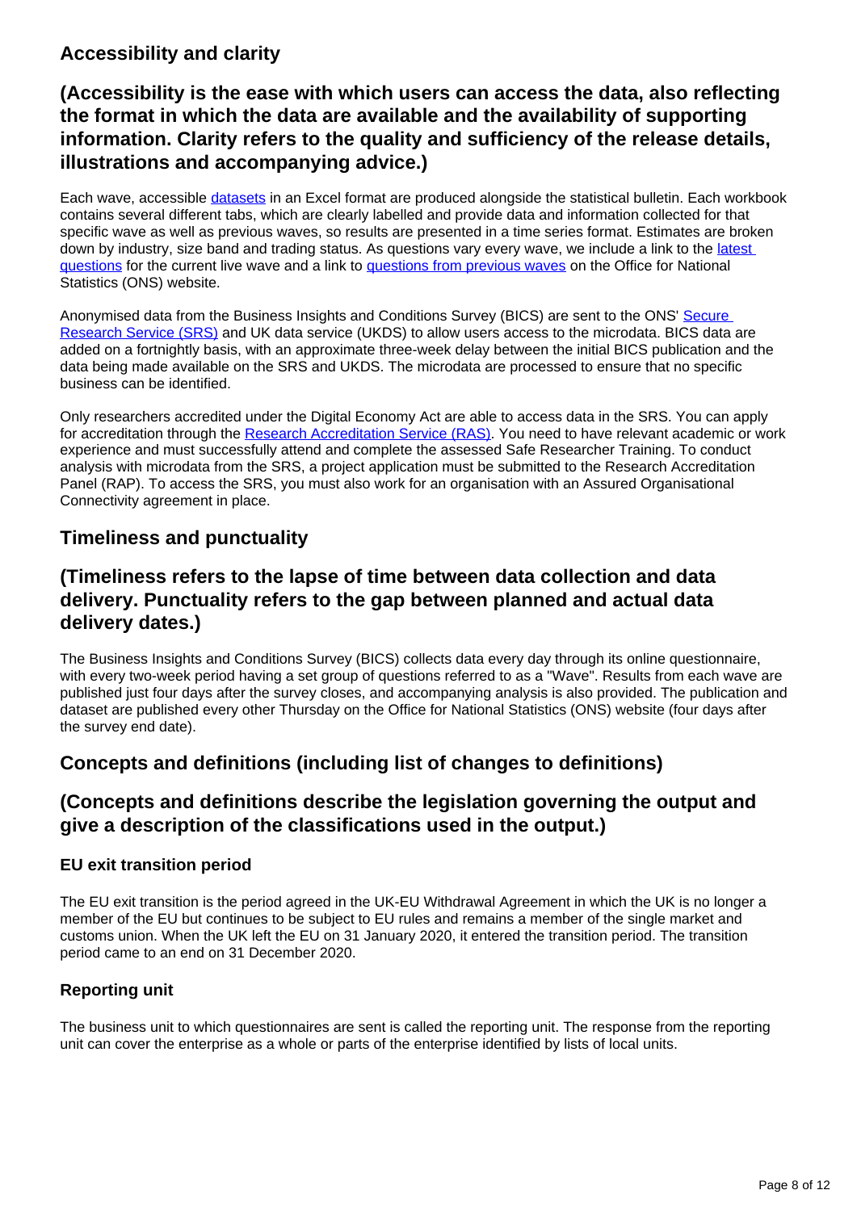## Accessibility and clarity

## (Accessibility is the ease with which users can access the data, also reflecting the format in which the data are available and the availability of supporting information. Clarity refers to the quality and sufficiency of the release details, illustrations and accompanying advice.)

Each wave, accessible datasets in an Excel format are produced alongside the statistical bulletin. Each workbook contains several different tabs, which are clearly labelled and provide data and information collected for that specific wave as well as previous waves, so results are presented in a time series format. Estimates are broken down by industry, size band and trading status. As questions vary every wave, we include a link to the latest questions for the current live wave and a link to questions from previous waves on the Office for National Statistics (ONS) website.

Anonymised data from the Business Insights and Conditions Survey (BICS) are sent to the ONS' Secure Research Service (SRS) and UK data service (UKDS) to allow users access to the microdata. BICS data are added on a fortnightly basis, with an approximate three-week delay between the initial BICS publication and the data being made available on the SRS and UKDS. The microdata are processed to ensure that no specific business can be identified.

Only researchers accredited under the Digital Economy Act are able to access data in the SRS. You can apply for accreditation through the Research Accreditation Service (RAS). You need to have relevant academic or work experience and must successfully attend and complete the assessed Safe Researcher Training. To conduct analysis with microdata from the SRS, a project application must be submitted to the Research Accreditation Panel (RAP). To access the SRS, you must also work for an organisation with an Assured Organisational Connectivity agreement in place.

## Timeliness and punctuality

## (Timeliness refers to the lapse of time between data collection and data delivery. Punctuality refers to the gap between planned and actual data delivery dates.)

The Business Insights and Conditions Survey (BICS) collects data every day through its online questionnaire, with every two-week period having a set group of questions referred to as a "Wave". Results from each wave are published just four days after the survey closes, and accompanying analysis is also provided. The publication and dataset are published every other Thursday on the Office for National Statistics (ONS) website (four days after the survey end date).

## Concepts and definitions (including list of changes to definitions)

## (Concepts and definitions describe the legislation governing the output and give a description of the classifications used in the output.)

### EU exit transition period

The EU exit transition is the period agreed in the UK-EU Withdrawal Agreement in which the UK is no longer a member of the EU but continues to be subject to EU rules and remains a member of the single market and customs union. When the UK left the EU on 31 January 2020, it entered the transition period. The transition period came to an end on 31 December 2020.

### Reporting unit

The business unit to which questionnaires are sent is called the reporting unit. The response from the reporting unit can cover the enterprise as a whole or parts of the enterprise identified by lists of local units.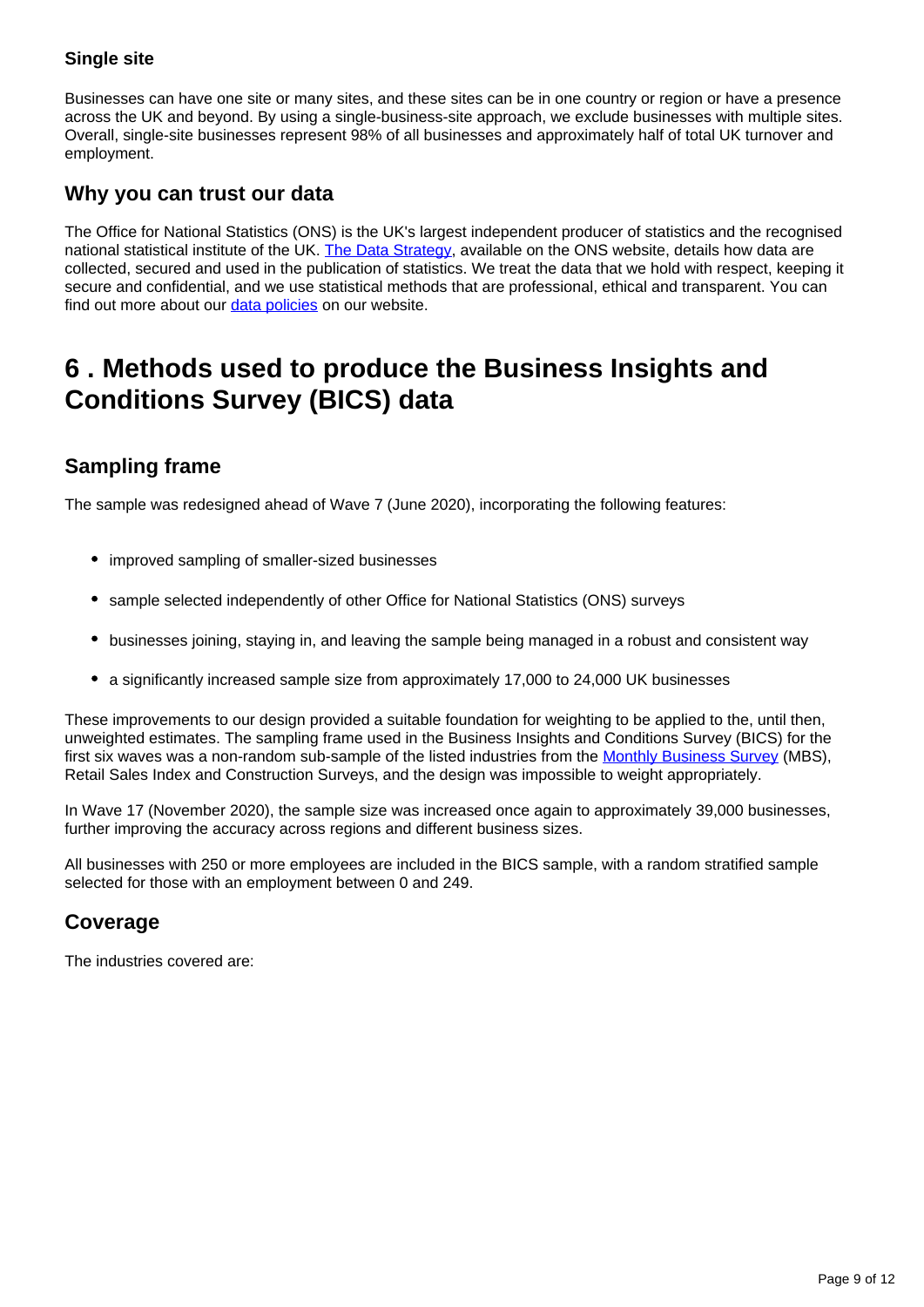### Single site

Businesses can have one site or many sites, and these sites can be in one country or region or have a presence across the UK and beyond. By using a single-business-site approach, we exclude businesses with multiple sites. Overall, single-site businesses represent 98% of all businesses and approximately half of total UK turnover and employment.

## Why you can trust our data

The Office for National Statistics (ONS) is the UK's largest independent producer of statistics and the recognised national statistical institute of the UK. [The Data Strategy](), available on the ONS website, details how data are collected, secured and used in the publication of statistics. We treat the data that we hold with respect, keeping it secure and confidential, and we use statistical methods that are professional, ethical and transparent. You can find out more about our [data policies]() on our website.

# 6 . Methods used to produce the Business Insights and Conditions Survey (BICS) data

## Sampling frame

The sample was redesigned ahead of Wave 7 (June 2020), incorporating the following features:

- improved sampling of smaller-sized businesses
- sample selected independently of other Office for National Statistics (ONS) surveys
- businesses joining, staying in, and leaving the sample being managed in a robust and consistent way
- a significantly increased sample size from approximately 17,000 to 24,000 UK businesses

These improvements to our design provided a suitable foundation for weighting to be applied to the, until then, unweighted estimates. The sampling frame used in the Business Insights and Conditions Survey (BICS) for the first six waves was a non-random sub-sample of the listed industries from the [Monthly Business Survey]() (MBS), Retail Sales Index and Construction Surveys, and the design was impossible to weight appropriately.

In Wave 17 (November 2020), the sample size was increased once again to approximately 39,000 businesses, further improving the accuracy across regions and different business sizes.

All businesses with 250 or more employees are included in the BICS sample, with a random stratified sample selected for those with an employment between 0 and 249.

## Coverage

The industries covered are: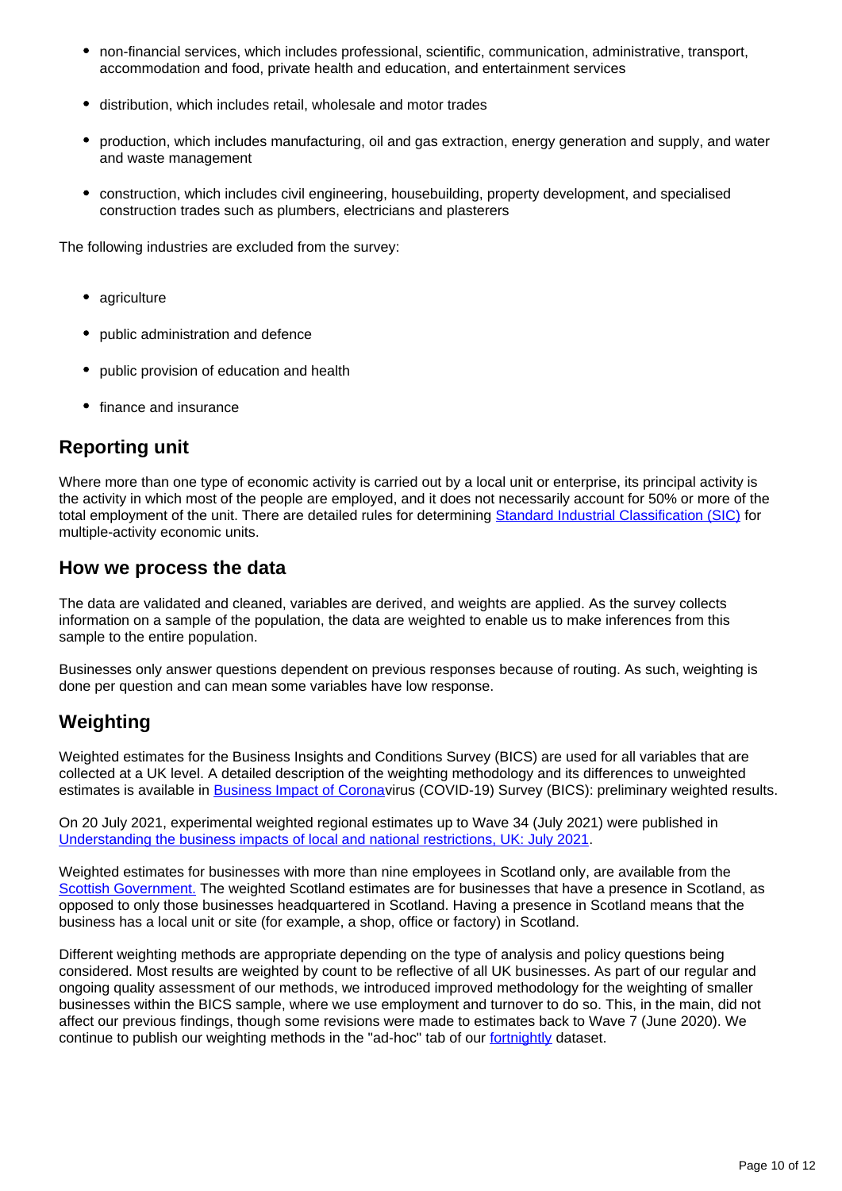- non-financial services, which includes professional, scientific, communication, administrative, transport, accommodation and food, private health and education, and entertainment services
- distribution, which includes retail, wholesale and motor trades
- production, which includes manufacturing, oil and gas extraction, energy generation and supply, and water and waste management
- construction, which includes civil engineering, housebuilding, property development, and specialised construction trades such as plumbers, electricians and plasterers

The following industries are excluded from the survey:

- agriculture
- public administration and defence
- public provision of education and health
- finance and insurance

## Reporting unit

Where more than one type of economic activity is carried out by a local unit or enterprise, its principal activity is the activity in which most of the people are employed, and it does not necessarily account for 50% or more of the total employment of the unit. There are detailed rules for determining [Standard Industrial Classification (SIC)] for multiple-activity economic units.

## How we process the data

The data are validated and cleaned, variables are derived, and weights are applied. As the survey collects information on a sample of the population, the data are weighted to enable us to make inferences from this sample to the entire population.

Businesses only answer questions dependent on previous responses because of routing. As such, weighting is done per question and can mean some variables have low response.

## Weighting

Weighted estimates for the Business Insights and Conditions Survey (BICS) are used for all variables that are collected at a UK level. A detailed description of the weighting methodology and its differences to unweighted estimates is available in [Business Impact of Corona]virus (COVID-19) Survey (BICS): preliminary weighted results.

On 20 July 2021, experimental weighted regional estimates up to Wave 34 (July 2021) were published in [Understanding the business impacts of local and national restrictions, UK: July 2021].

Weighted estimates for businesses with more than nine employees in Scotland only, are available from the [Scottish Government.] The weighted Scotland estimates are for businesses that have a presence in Scotland, as opposed to only those businesses headquartered in Scotland. Having a presence in Scotland means that the business has a local unit or site (for example, a shop, office or factory) in Scotland.

Different weighting methods are appropriate depending on the type of analysis and policy questions being considered. Most results are weighted by count to be reflective of all UK businesses. As part of our regular and ongoing quality assessment of our methods, we introduced improved methodology for the weighting of smaller businesses within the BICS sample, where we use employment and turnover to do so. This, in the main, did not affect our previous findings, though some revisions were made to estimates back to Wave 7 (June 2020). We continue to publish our weighting methods in the "ad-hoc" tab of our [fortnightly] dataset.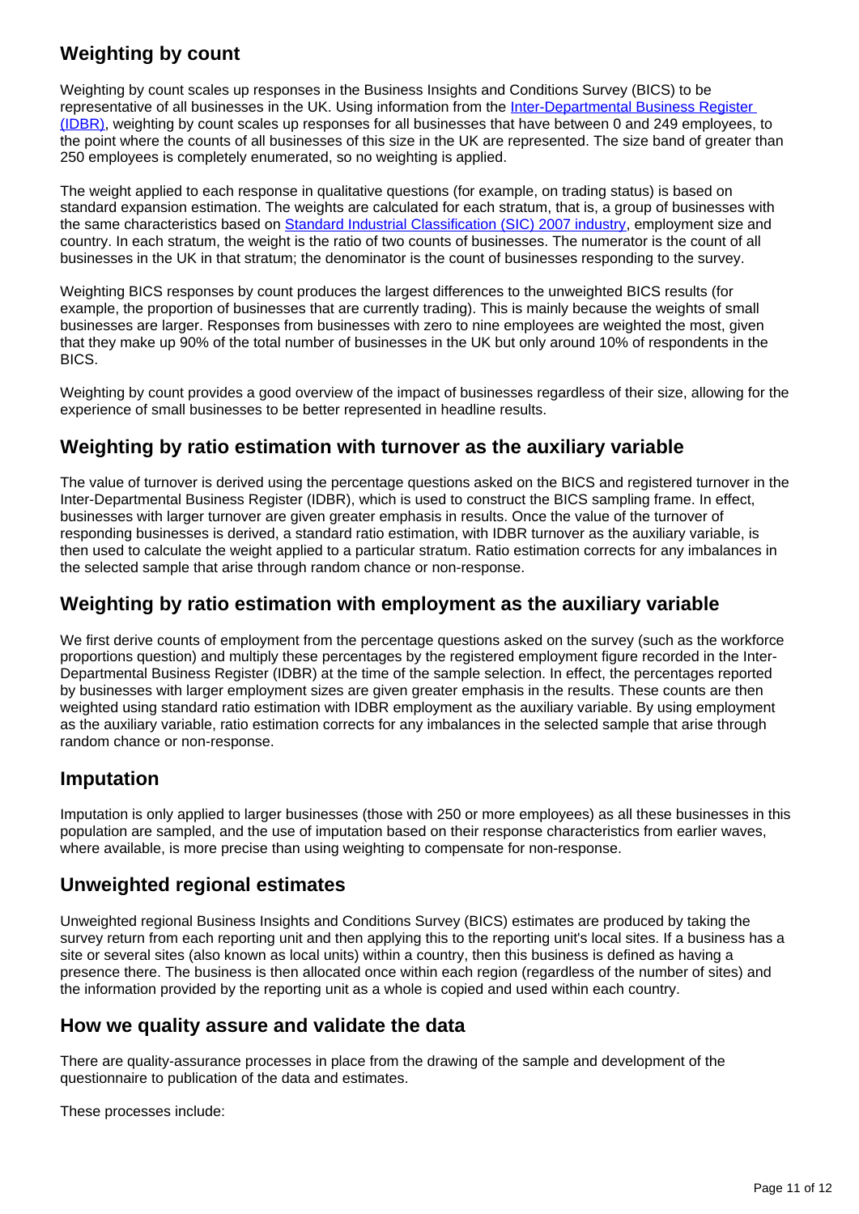## Weighting by count

Weighting by count scales up responses in the Business Insights and Conditions Survey (BICS) to be representative of all businesses in the UK. Using information from the [Inter-Departmental Business Register (IDBR)](), weighting by count scales up responses for all businesses that have between 0 and 249 employees, to the point where the counts of all businesses of this size in the UK are represented. The size band of greater than 250 employees is completely enumerated, so no weighting is applied.

The weight applied to each response in qualitative questions (for example, on trading status) is based on standard expansion estimation. The weights are calculated for each stratum, that is, a group of businesses with the same characteristics based on [Standard Industrial Classification (SIC) 2007 industry](), employment size and country. In each stratum, the weight is the ratio of two counts of businesses. The numerator is the count of all businesses in the UK in that stratum; the denominator is the count of businesses responding to the survey.

Weighting BICS responses by count produces the largest differences to the unweighted BICS results (for example, the proportion of businesses that are currently trading). This is mainly because the weights of small businesses are larger. Responses from businesses with zero to nine employees are weighted the most, given that they make up 90% of the total number of businesses in the UK but only around 10% of respondents in the BICS.

Weighting by count provides a good overview of the impact of businesses regardless of their size, allowing for the experience of small businesses to be better represented in headline results.

## Weighting by ratio estimation with turnover as the auxiliary variable

The value of turnover is derived using the percentage questions asked on the BICS and registered turnover in the Inter-Departmental Business Register (IDBR), which is used to construct the BICS sampling frame. In effect, businesses with larger turnover are given greater emphasis in results. Once the value of the turnover of responding businesses is derived, a standard ratio estimation, with IDBR turnover as the auxiliary variable, is then used to calculate the weight applied to a particular stratum. Ratio estimation corrects for any imbalances in the selected sample that arise through random chance or non-response.

## Weighting by ratio estimation with employment as the auxiliary variable

We first derive counts of employment from the percentage questions asked on the survey (such as the workforce proportions question) and multiply these percentages by the registered employment figure recorded in the Inter-Departmental Business Register (IDBR) at the time of the sample selection. In effect, the percentages reported by businesses with larger employment sizes are given greater emphasis in the results. These counts are then weighted using standard ratio estimation with IDBR employment as the auxiliary variable. By using employment as the auxiliary variable, ratio estimation corrects for any imbalances in the selected sample that arise through random chance or non-response.

## Imputation

Imputation is only applied to larger businesses (those with 250 or more employees) as all these businesses in this population are sampled, and the use of imputation based on their response characteristics from earlier waves, where available, is more precise than using weighting to compensate for non-response.

## Unweighted regional estimates

Unweighted regional Business Insights and Conditions Survey (BICS) estimates are produced by taking the survey return from each reporting unit and then applying this to the reporting unit's local sites. If a business has a site or several sites (also known as local units) within a country, then this business is defined as having a presence there. The business is then allocated once within each region (regardless of the number of sites) and the information provided by the reporting unit as a whole is copied and used within each country.

## How we quality assure and validate the data

There are quality-assurance processes in place from the drawing of the sample and development of the questionnaire to publication of the data and estimates.

These processes include: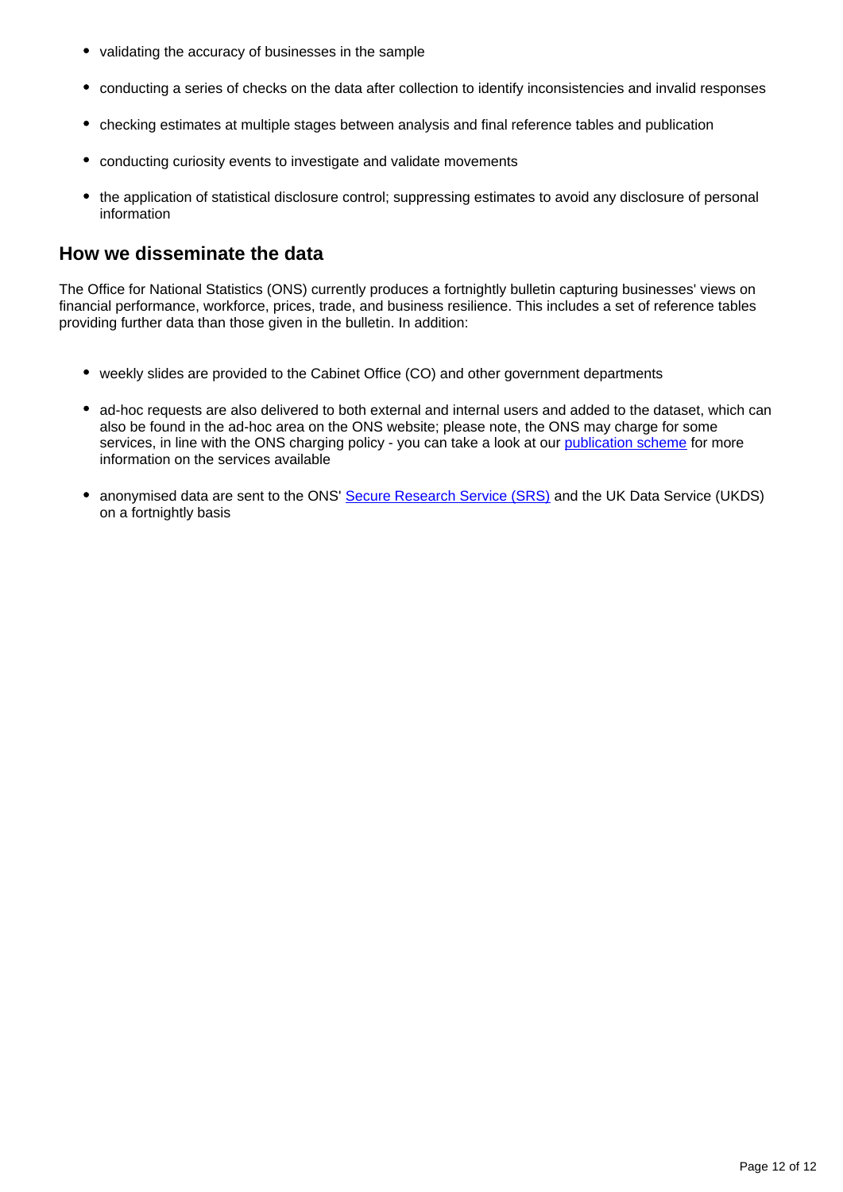- validating the accuracy of businesses in the sample
- conducting a series of checks on the data after collection to identify inconsistencies and invalid responses
- checking estimates at multiple stages between analysis and final reference tables and publication
- conducting curiosity events to investigate and validate movements
- the application of statistical disclosure control; suppressing estimates to avoid any disclosure of personal information

## How we disseminate the data

The Office for National Statistics (ONS) currently produces a fortnightly bulletin capturing businesses' views on financial performance, workforce, prices, trade, and business resilience. This includes a set of reference tables providing further data than those given in the bulletin. In addition:

- weekly slides are provided to the Cabinet Office (CO) and other government departments
- ad-hoc requests are also delivered to both external and internal users and added to the dataset, which can also be found in the ad-hoc area on the ONS website; please note, the ONS may charge for some services, in line with the ONS charging policy - you can take a look at our publication scheme for more information on the services available
- anonymised data are sent to the ONS' Secure Research Service (SRS) and the UK Data Service (UKDS) on a fortnightly basis